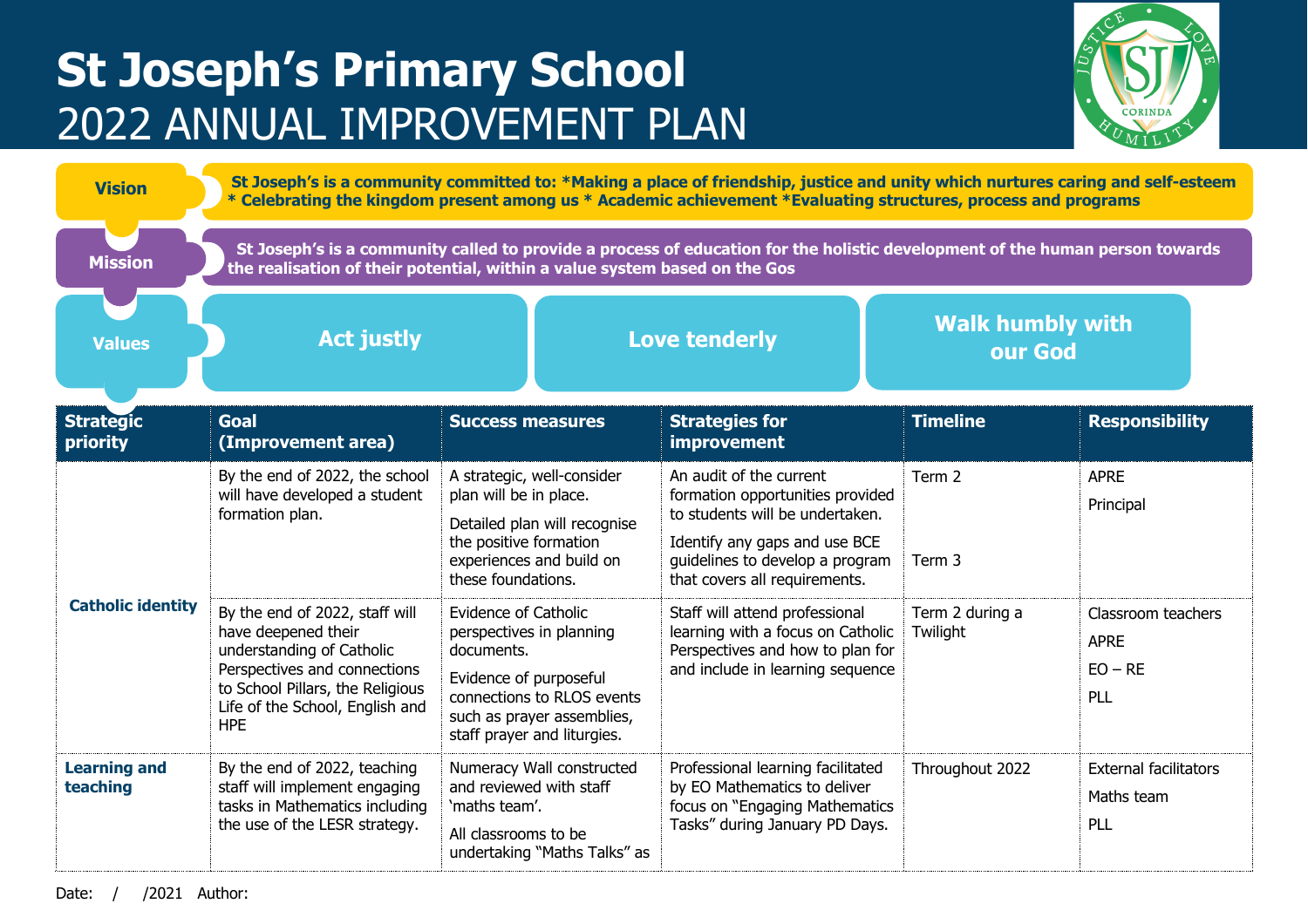# St Joseph's Primary School

## 2022 ANNUAL IMPROVEMENT PLAN

**Vision**

**St Joseph's is a community committed to: *Making a place of friendship, justice and unity which nurtures caring and self-esteem * Celebrating the kingdom present among us * Academic achievement *Evaluating structures, process and programs**

**Mission**

**St Joseph's is a community called to provide a process of education for the holistic development of the human person towards the realisation of their potential, within a value system based on the Gos**

**Values**

**Act justly** | **Love tenderly** | **Walk humbly with our God**

| Strategic priority | Goal (Improvement area) | Success measures | Strategies for improvement | Timeline | Responsibility |
|---|---|---|---|---|---|
| **Catholic identity** | By the end of 2022, the school will have developed a student formation plan. | A strategic, well-consider plan will be in place.<br><br>Detailed plan will recognise the positive formation experiences and build on these foundations. | An audit of the current formation opportunities provided to students will be undertaken.<br><br>Identify any gaps and use BCE guidelines to develop a program that covers all requirements. | Term 2<br><br>Term 3 | APRE<br><br>Principal |
| | By the end of 2022, staff will have deepened their understanding of Catholic Perspectives and connections to School Pillars, the Religious Life of the School, English and HPE | Evidence of Catholic perspectives in planning documents.<br><br>Evidence of purposeful connections to RLOS events such as prayer assemblies, staff prayer and liturgies. | Staff will attend professional learning with a focus on Catholic Perspectives and how to plan for and include in learning sequence | Term 2 during a Twilight | Classroom teachers<br><br>APRE<br><br>EO – RE<br><br>PLL |
| **Learning and teaching** | By the end of 2022, teaching staff will implement engaging tasks in Mathematics including the use of the LESR strategy. | Numeracy Wall constructed and reviewed with staff 'maths team'.<br><br>All classrooms to be undertaking "Maths Talks" as | Professional learning facilitated by EO Mathematics to deliver focus on "Engaging Mathematics Tasks" during January PD Days. | Throughout 2022 | External facilitators<br><br>Maths team<br><br>PLL |

Date: / /2021 Author: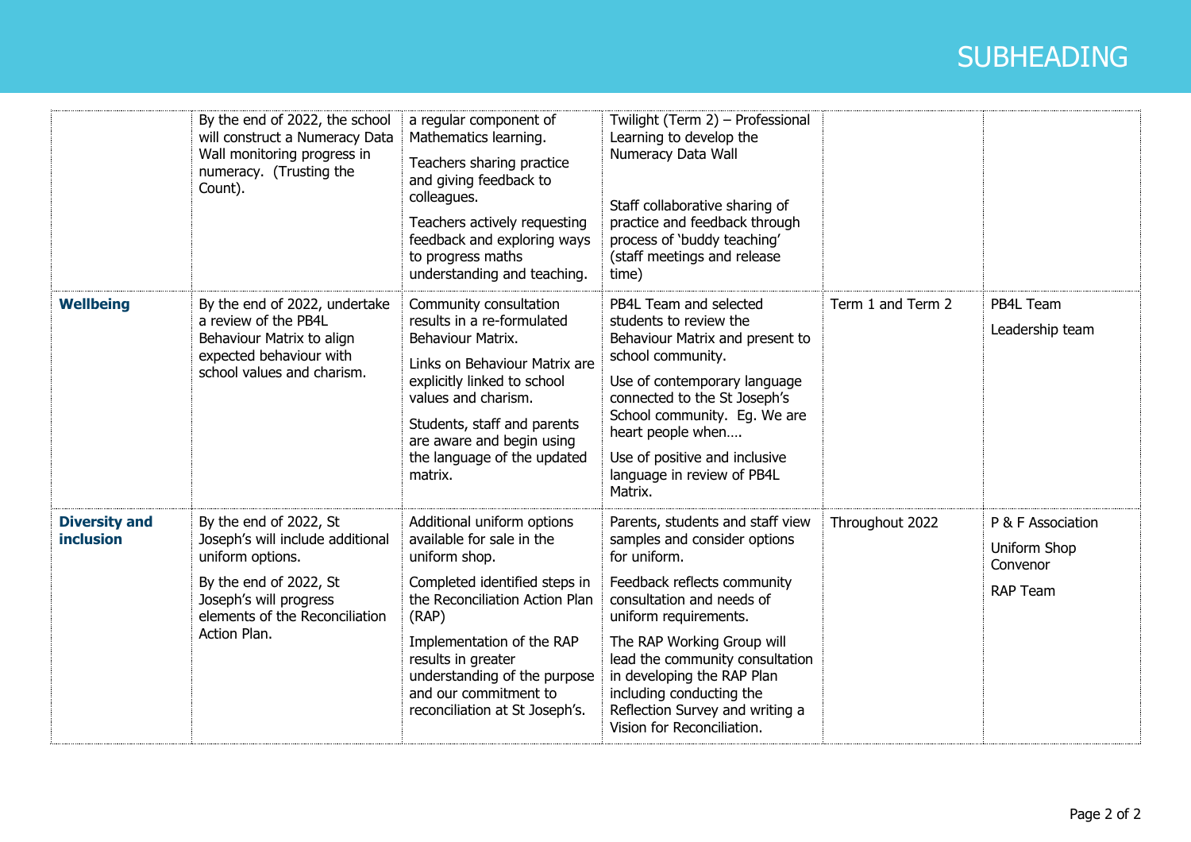## SUBHEADING

| | | | | | |
|---|---|---|---|---|---|
| | By the end of 2022, the school will construct a Numeracy Data Wall monitoring progress in numeracy. (Trusting the Count). | a regular component of Mathematics learning.<br><br>Teachers sharing practice and giving feedback to colleagues.<br><br>Teachers actively requesting feedback and exploring ways to progress maths understanding and teaching. | Twilight (Term 2) – Professional Learning to develop the Numeracy Data Wall<br><br>Staff collaborative sharing of practice and feedback through process of 'buddy teaching' (staff meetings and release time) | | |
| **Wellbeing** | By the end of 2022, undertake a review of the PB4L Behaviour Matrix to align expected behaviour with school values and charism. | Community consultation results in a re-formulated Behaviour Matrix.<br><br>Links on Behaviour Matrix are explicitly linked to school values and charism.<br><br>Students, staff and parents are aware and begin using the language of the updated matrix. | PB4L Team and selected students to review the Behaviour Matrix and present to school community.<br><br>Use of contemporary language connected to the St Joseph's School community. Eg. We are heart people when….<br><br>Use of positive and inclusive language in review of PB4L Matrix. | Term 1 and Term 2 | PB4L Team<br><br>Leadership team |
| **Diversity and inclusion** | By the end of 2022, St Joseph's will include additional uniform options.<br><br>By the end of 2022, St Joseph's will progress elements of the Reconciliation Action Plan. | Additional uniform options available for sale in the uniform shop.<br><br>Completed identified steps in the Reconciliation Action Plan (RAP)<br><br>Implementation of the RAP results in greater understanding of the purpose and our commitment to reconciliation at St Joseph's. | Parents, students and staff view samples and consider options for uniform.<br><br>Feedback reflects community consultation and needs of uniform requirements.<br><br>The RAP Working Group will lead the community consultation in developing the RAP Plan including conducting the Reflection Survey and writing a Vision for Reconciliation. | Throughout 2022 | P & F Association<br><br>Uniform Shop Convenor<br><br>RAP Team |